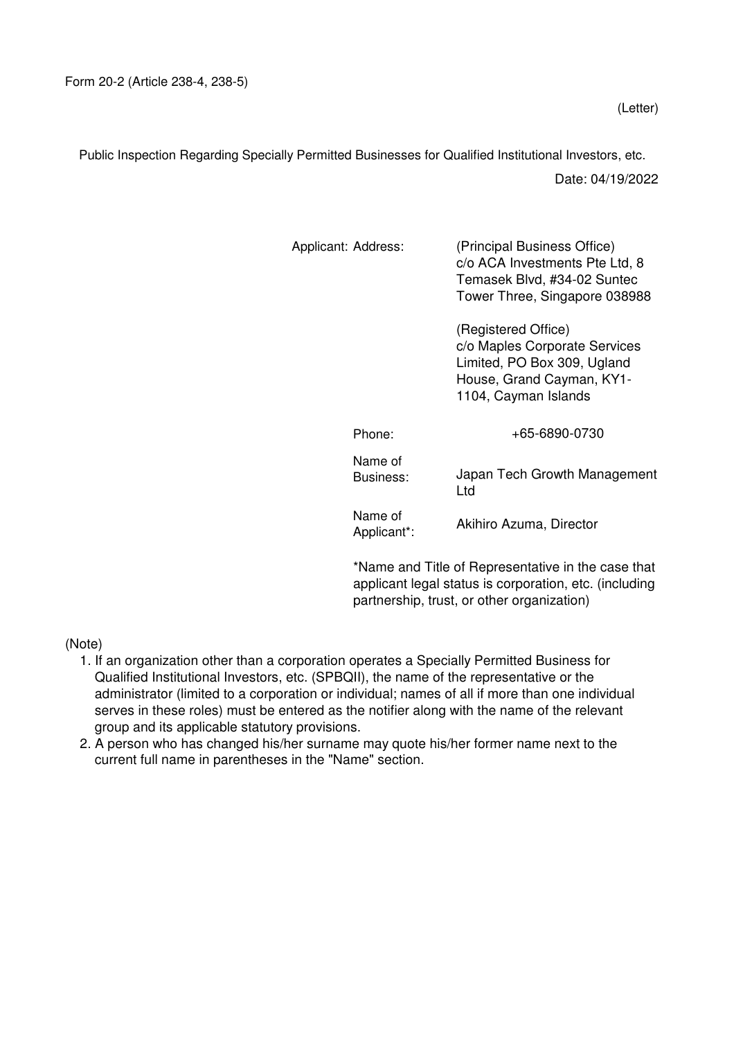Form 20-2 (Article 238-4, 238-5)

(Letter)

Public Inspection Regarding Specially Permitted Businesses for Qualified Institutional Investors, etc.

Date: 04/19/2022

| Applicant: | | |
|---|---|---|
| | Address: | (Principal Business Office) c/o ACA Investments Pte Ltd, 8 Temasek Blvd, #34-02 Suntec Tower Three, Singapore 038988<br><br>(Registered Office) c/o Maples Corporate Services Limited, PO Box 309, Ugland House, Grand Cayman, KY1-1104, Cayman Islands |
| | Phone: | +65-6890-0730 |
| | Name of Business: | Japan Tech Growth Management Ltd |
| | Name of Applicant*: | Akihiro Azuma, Director |

*Name and Title of Representative in the case that applicant legal status is corporation, etc. (including partnership, trust, or other organization)

(Note)

1. If an organization other than a corporation operates a Specially Permitted Business for Qualified Institutional Investors, etc. (SPBQII), the name of the representative or the administrator (limited to a corporation or individual; names of all if more than one individual serves in these roles) must be entered as the notifier along with the name of the relevant group and its applicable statutory provisions.
2. A person who has changed his/her surname may quote his/her former name next to the current full name in parentheses in the "Name" section.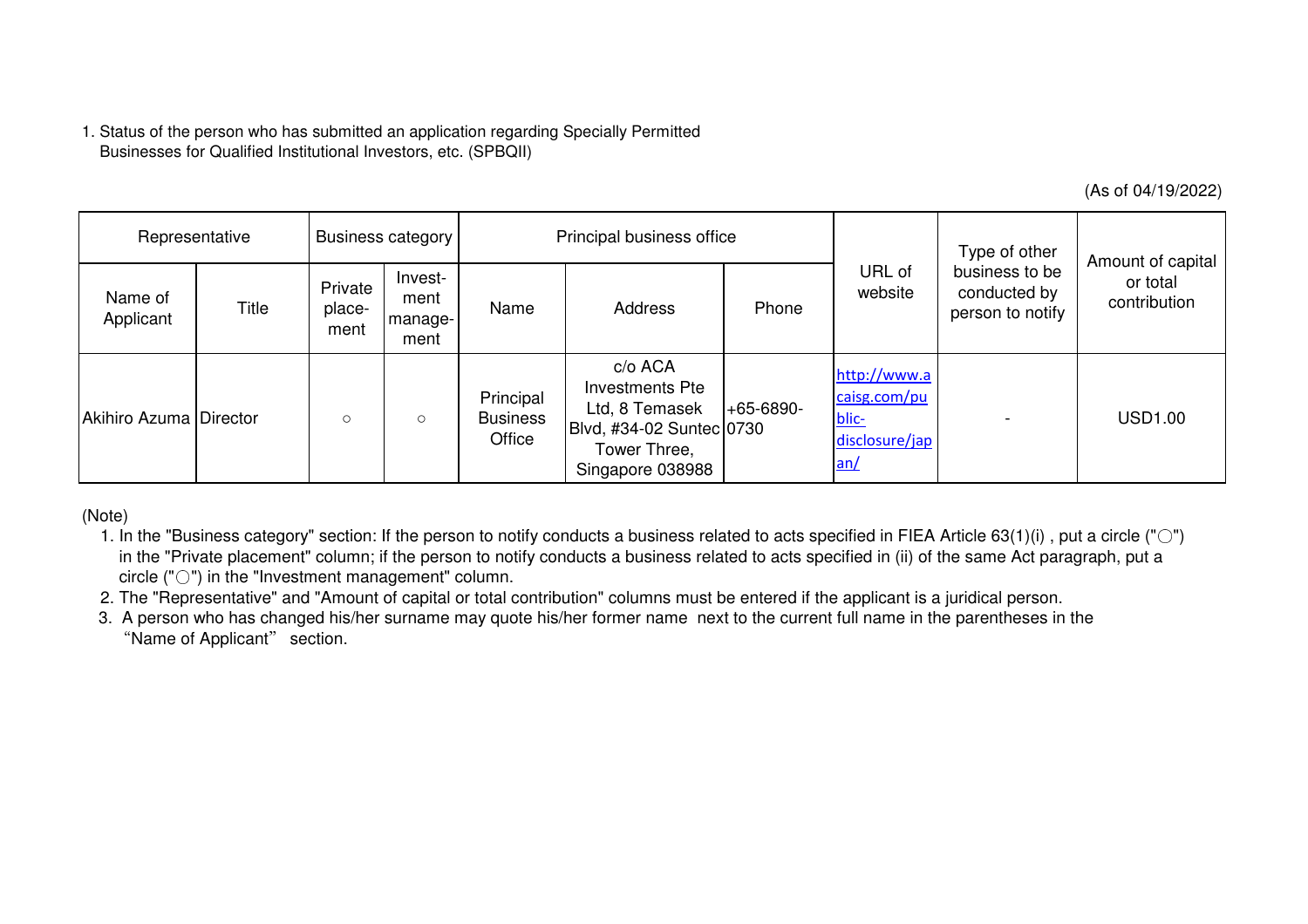1. Status of the person who has submitted an application regarding Specially Permitted Businesses for Qualified Institutional Investors, etc. (SPBQII)

(As of 04/19/2022)

| Representative | | Business category | | Principal business office | | | URL of website | Type of other business to be conducted by person to notify | Amount of capital or total contribution |
|---|---|---|---|---|---|---|---|---|---|
| Name of Applicant | Title | Private place-ment | Invest-ment manage-ment | Name | Address | Phone | | | |
| Akihiro Azuma | Director | ○ | ○ | Principal Business Office | c/o ACA Investments Pte Ltd, 8 Temasek Blvd, #34-02 Suntec Tower Three, Singapore 038988 | +65-6890-0730 | http://www.acaisg.com/public-disclosure/japan/ | - | USD1.00 |

(Note)

1. In the "Business category" section: If the person to notify conducts a business related to acts specified in FIEA Article 63(1)(i) , put a circle ("○") in the "Private placement" column; if the person to notify conducts a business related to acts specified in (ii) of the same Act paragraph, put a circle ("○") in the "Investment management" column.
2. The "Representative" and "Amount of capital or total contribution" columns must be entered if the applicant is a juridical person.
3. A person who has changed his/her surname may quote his/her former name next to the current full name in the parentheses in the "Name of Applicant" section.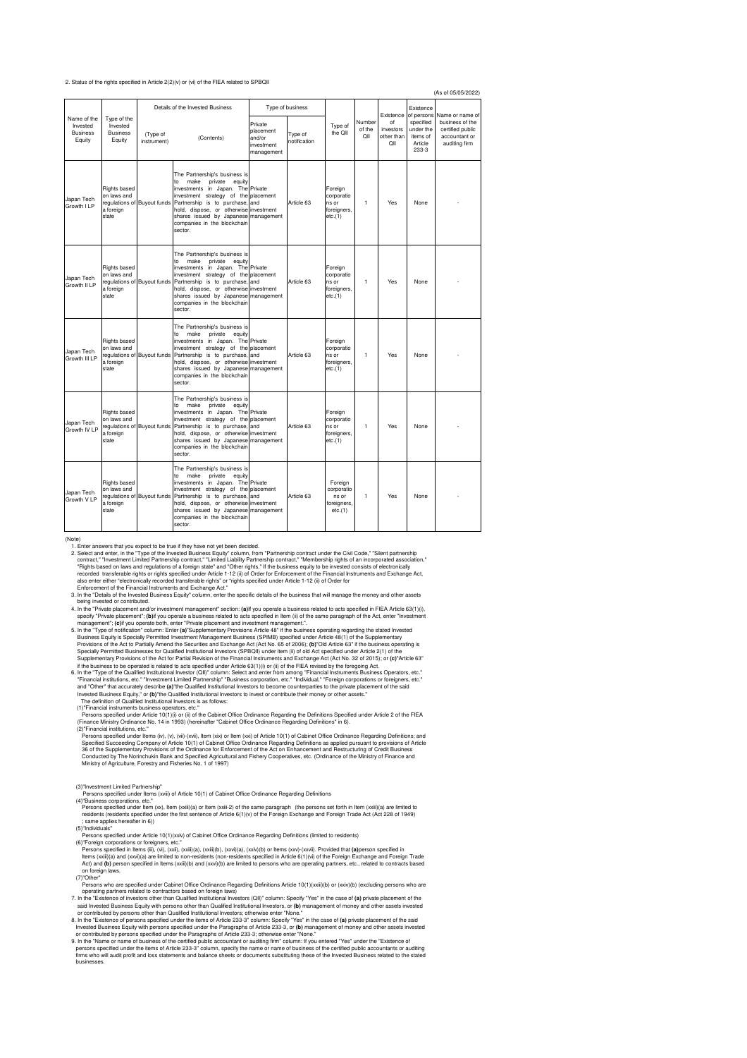2. Status of the rights specified in Article 2(2)(v) or (vi) of the FIEA related to SPBQII

(As of 05/05/2022)

| Name of the Invested Business Equity | Type of the Invested Business Equity | Details of the Invested Business | | Type of business | | Type of the QII | Number of the QII | Existence of investors other than QII | Existence of persons specified under the items of Article 233-3 | Name or name of business of the certified public accountant or auditing firm |
|---|---|---|---|---|---|---|---|---|---|---|
| | | (Type of instrument) | (Contents) | Private placement and/or investment management | Type of notification | | | | | |
| Japan Tech Growth I LP | Rights based on laws and regulations of a foreign state | Buyout funds | The Partnership's business is to make private equity investments in Japan. The investment strategy of the Partnership is to purchase, hold, dispose, or otherwise shares issued by Japanese companies in the blockchain sector. | Private placement and investment management | Article 63 | Foreign corporations or foreigners, etc.(1) | 1 | Yes | None | - |
| Japan Tech Growth II LP | Rights based on laws and regulations of a foreign state | Buyout funds | The Partnership's business is to make private equity investments in Japan. The investment strategy of the Partnership is to purchase, hold, dispose, or otherwise shares issued by Japanese companies in the blockchain sector. | Private placement and investment management | Article 63 | Foreign corporations or foreigners, etc.(1) | 1 | Yes | None | - |
| Japan Tech Growth III LP | Rights based on laws and regulations of a foreign state | Buyout funds | The Partnership's business is to make private equity investments in Japan. The investment strategy of the Partnership is to purchase, hold, dispose, or otherwise shares issued by Japanese companies in the blockchain sector. | Private placement and investment management | Article 63 | Foreign corporations or foreigners, etc.(1) | 1 | Yes | None | - |
| Japan Tech Growth IV LP | Rights based on laws and regulations of a foreign state | Buyout funds | The Partnership's business is to make private equity investments in Japan. The investment strategy of the Partnership is to purchase, hold, dispose, or otherwise shares issued by Japanese companies in the blockchain sector. | Private placement and investment management | Article 63 | Foreign corporations or foreigners, etc.(1) | 1 | Yes | None | - |
| Japan Tech Growth V LP | Rights based on laws and regulations of a foreign state | Buyout funds | The Partnership's business is to make private equity investments in Japan. The investment strategy of the Partnership is to purchase, hold, dispose, or otherwise shares issued by Japanese companies in the blockchain sector. | Private placement and investment management | Article 63 | Foreign corporations or foreigners, etc.(1) | 1 | Yes | None | - |

(Note)

1. Enter answers that you expect to be true if they have not yet been decided.
2. Select and enter, in the "Type of the Invested Business Equity" column, from "Partnership contract under the Civil Code," "Silent partnership contract," "Investment Limited Partnership contract," "Limited Liability Partnership contract," "Membership rights of an incorporated association," "Rights based on laws and regulations of a foreign state" and "Other rights." If the business equity to be invested consists of electronically recorded transferable rights or rights specified under Article 1-12 (ii) of Order for Enforcement of the Financial Instruments and Exchange Act, also enter either "electronically recorded transferable rights" or "rights specified under Article 1-12 (ii) of Order for Enforcement of the Financial Instruments and Exchange Act."
3. In the "Details of the Invested Business Equity" column, enter the specific details of the business that will manage the money and other assets being invested or contributed.
4. In the "Private placement and/or investment management" section: **(a)**If you operate a business related to acts specified in FIEA Article 63(1)(i), specify "Private placement"; **(b)**if you operate a business related to acts specified in Item (ii) of the same paragraph of the Act, enter "Investment management"; **(c)**if you operate both, enter "Private placement and investment management.".
5. In the "Type of notification" column: Enter **(a)**"Supplementary Provisions Article 48" if the business operating regarding the stated Invested Business Equity is Specially Permitted Investment Management Business (SPIMB) specified under Article 48(1) of the Supplementary Provisions of the Act to Partially Amend the Securities and Exchange Act (Act No. 65 of 2006); **(b)**"Old Article 63" if the business operating is Specially Permitted Businesses for Qualified Institutional Investors (SPBQII) under item (ii) of old Act specified under Article 2(1) of the Supplementary Provisions of the Act for Partial Revision of the Financial Instruments and Exchange Act (Act No. 32 of 2015); or **(c)**"Article 63" if the business to be operated is related to acts specified under Article 63(1)(i) or (ii) of the FIEA revised by the foregoing Act.
6. In the "Type of the Qualified Institutional Investor (QII)" column: Select and enter from among "Financial Instruments Business Operators, etc." "Financial institutions, etc." "Investment Limited Partnership" "Business corporation, etc." "Individual," "Foreign corporations or foreigners, etc." and "Other" that accurately describe **(a)**"the Qualified Institutional Investors to become counterparties to the private placement of the said Invested Business Equity," or **(b)**"the Qualified Institutional Investors to invest or contribute their money or other assets."
   The definition of Qualified Institutional Investors is as follows:
   (1)"Financial instruments business operators, etc."
   Persons specified under Article 10(1)(i) or (ii) of the Cabinet Office Ordinance Regarding the Definitions Specified under Article 2 of the FIEA (Finance Ministry Ordinance No. 14 in 1993) (hereinafter "Cabinet Office Ordinance Regarding Definitions" in 6).
   (2)"Financial institutions, etc."
   Persons specified under Items (iv), (v), (vii)-(xvii), Item (xix) or Item (xxi) of Article 10(1) of Cabinet Office Ordinance Regarding Definitions; and Specified Succeeding Company of Article 10(1) of Cabinet Office Ordinance Regarding Definitions as applied pursuant to provisions of Article 36 of the Supplementary Provisions of the Ordinance for Enforcement of the Act on Enhancement and Restructuring of Credit Business Conducted by The Norinchukin Bank and Specified Agricultural and Fishery Cooperatives, etc. (Ordinance of the Ministry of Finance and Ministry of Agriculture, Forestry and Fisheries No. 1 of 1997)

   (3)"Investment Limited Partnership"
   Persons specified under Items (xviii) of Article 10(1) of Cabinet Office Ordinance Regarding Definitions
   (4)"Business corporations, etc."
   Persons specified under Item (xx), Item (xxiii)(a) or Item (xxiii-2) of the same paragraph (the persons set forth in Item (xxiii)(a) are limited to residents (residents specified under the first sentence of Article 6(1)(v) of the Foreign Exchange and Foreign Trade Act (Act 228 of 1949) ; same applies hereafter in 6))
   (5)"Individuals"
   Persons specified under Article 10(1)(xxiv) of Cabinet Office Ordinance Regarding Definitions (limited to residents)
   (6)"Foreign corporations or foreigners, etc."
   Persons specified in Items (iii), (vi), (xxii), (xxiii)(a), (xxiii)(b), (xxvi)(a), (xxiv)(b) or Items (xxv)-(xxvii). Provided that **(a)**person specified in Items (xxiii)(a) and (xxvi)(a) are limited to non-residents (non-residents specified in Article 6(1)(vi) of the Foreign Exchange and Foreign Trade Act) and **(b)** person specified in Items (xxiii)(b) and (xxvi)(b) are limited to persons who are operating partners, etc., related to contracts based on foreign laws.
   (7)"Other"
   Persons who are specified under Cabinet Office Ordinance Regarding Definitions Article 10(1)(xxiii)(b) or (xxiv)(b) (excluding persons who are operating partners related to contractors based on foreign laws)
7. In the "Existence of investors other than Qualified Institutional Investors (QII)" column: Specify "Yes" in the case of **(a)** private placement of the said Invested Business Equity with persons other than Qualified Institutional Investors, or **(b)** management of money and other assets invested or contributed by persons other than Qualified Institutional Investors; otherwise enter "None."
8. In the "Existence of persons specified under the items of Article 233-3" column: Specify "Yes" in the case of **(a)** private placement of the said Invested Business Equity with persons specified under the Paragraphs of Article 233-3, or **(b)** management of money and other assets invested or contributed by persons specified under the Paragraphs of Article 233-3; otherwise enter "None."
9. In the "Name or name of business of the certified public accountant or auditing firm" column: If you entered "Yes" under the "Existence of persons specified under the items of Article 233-3" column, specify the name or name of business of the certified public accountants or auditing firms who will audit profit and loss statements and balance sheets or documents substituting these of the Invested Business related to the stated businesses.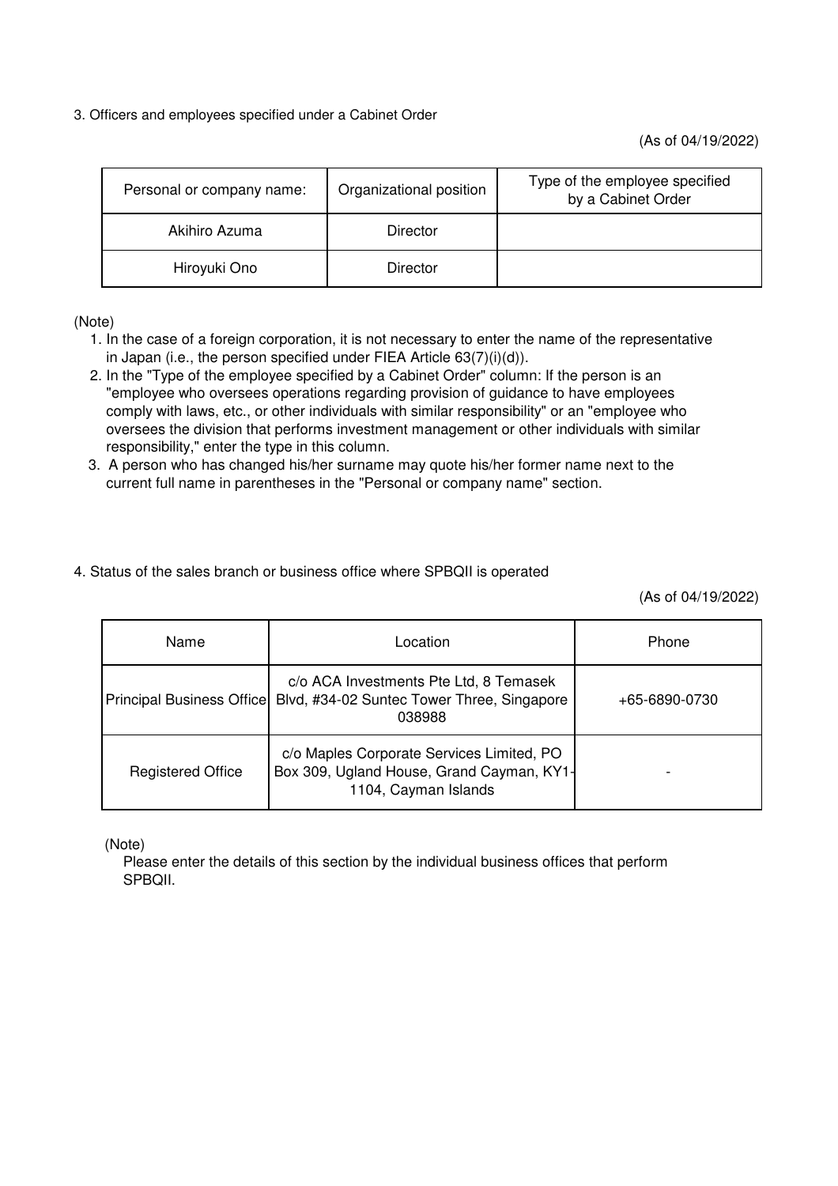3. Officers and employees specified under a Cabinet Order

(As of 04/19/2022)

| Personal or company name: | Organizational position | Type of the employee specified by a Cabinet Order |
|---|---|---|
| Akihiro Azuma | Director | |
| Hiroyuki Ono | Director | |

(Note)

1. In the case of a foreign corporation, it is not necessary to enter the name of the representative in Japan (i.e., the person specified under FIEA Article 63(7)(i)(d)).
2. In the "Type of the employee specified by a Cabinet Order" column: If the person is an "employee who oversees operations regarding provision of guidance to have employees comply with laws, etc., or other individuals with similar responsibility" or an "employee who oversees the division that performs investment management or other individuals with similar responsibility," enter the type in this column.
3. A person who has changed his/her surname may quote his/her former name next to the current full name in parentheses in the "Personal or company name" section.

4. Status of the sales branch or business office where SPBQII is operated

(As of 04/19/2022)

| Name | Location | Phone |
|---|---|---|
| Principal Business Office | c/o ACA Investments Pte Ltd, 8 Temasek Blvd, #34-02 Suntec Tower Three, Singapore 038988 | +65-6890-0730 |
| Registered Office | c/o Maples Corporate Services Limited, PO Box 309, Ugland House, Grand Cayman, KY1-1104, Cayman Islands | - |

(Note)

Please enter the details of this section by the individual business offices that perform SPBQII.